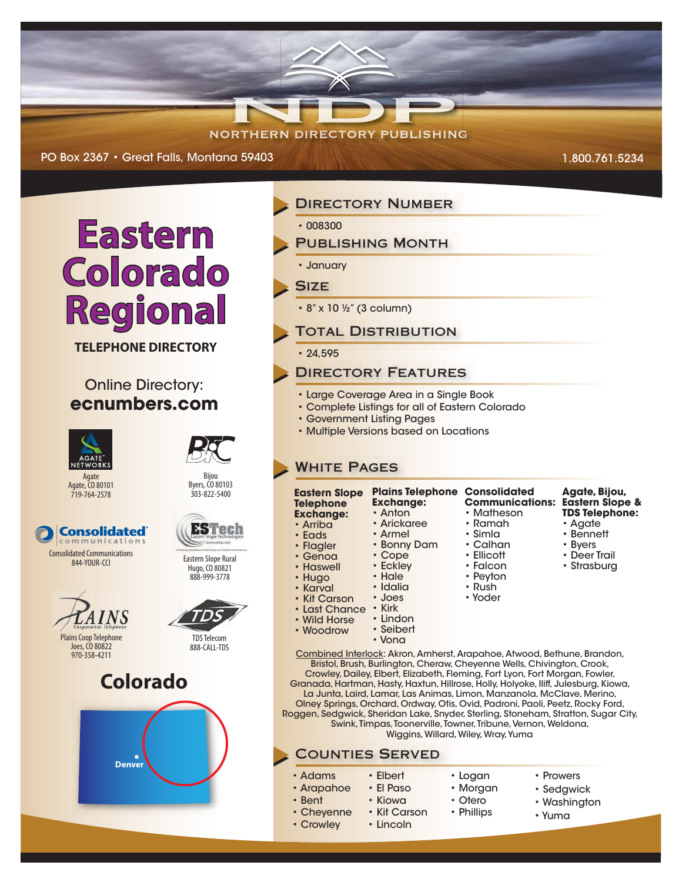# NDP

NORTHERN DIRECTORY PUBLISHING

PO Box 2367 • Great Falls, Montana 59403

1.800.761.5234

# Eastern Colorado Regional

**TELEPHONE DIRECTORY**

Online Directory:
**ecnumbers.com**

Agate
Agate, CO 80101
719-764-2578

Bijou
Byers, CO 80103
303-822-5400

Consolidated Communications
844-YOUR-CCI

Eastern Slope Rural
Hugo, CO 80821
888-999-3778

Plains Coop Telephone
Joes, CO 80822
970-358-4211

TDS Telecom
888-CALL-TDS

## Colorado

Denver

## Directory Number

- 008300

## Publishing Month

- January

## Size

- 8″ x 10 ½″ (3 column)

## Total Distribution

- 24,595

## Directory Features

- Large Coverage Area in a Single Book
- Complete Listings for all of Eastern Colorado
- Government Listing Pages
- Multiple Versions based on Locations

## White Pages

**Eastern Slope Telephone Exchange:**
- Arriba
- Eads
- Flagler
- Genoa
- Haswell
- Hugo
- Karval
- Kit Carson
- Last Chance
- Wild Horse
- Woodrow

**Plains Telephone Exchange:**
- Anton
- Arickaree
- Armel
- Bonny Dam
- Cope
- Eckley
- Hale
- Idalia
- Joes
- Kirk
- Lindon
- Seibert
- Vona

**Consolidated Communications:**
- Matheson
- Ramah
- Simla
- Calhan
- Ellicott
- Falcon
- Peyton
- Rush
- Yoder

**Agate, Bijou, Eastern Slope & TDS Telephone:**
- Agate
- Bennett
- Byers
- Deer Trail
- Strasburg

Combined Interlock: Akron, Amherst, Arapahoe, Atwood, Bethune, Brandon, Bristol, Brush, Burlington, Cheraw, Cheyenne Wells, Chivington, Crook, Crowley, Dailey, Elbert, Elizabeth, Fleming, Fort Lyon, Fort Morgan, Fowler, Granada, Hartman, Hasty, Haxtun, Hillrose, Holly, Holyoke, Iliff, Julesburg, Kiowa, La Junta, Laird, Lamar, Las Animas, Limon, Manzanola, McClave, Merino, Olney Springs, Orchard, Ordway, Otis, Ovid, Padroni, Paoli, Peetz, Rocky Ford, Roggen, Sedgwick, Sheridan Lake, Snyder, Sterling, Stoneham, Stratton, Sugar City, Swink, Timpas, Toonerville, Towner, Tribune, Vernon, Weldona, Wiggins, Willard, Wiley, Wray, Yuma

## Counties Served

- Adams
- Arapahoe
- Bent
- Cheyenne
- Crowley
- Elbert
- El Paso
- Kiowa
- Kit Carson
- Lincoln
- Logan
- Morgan
- Otero
- Phillips
- Prowers
- Sedgwick
- Washington
- Yuma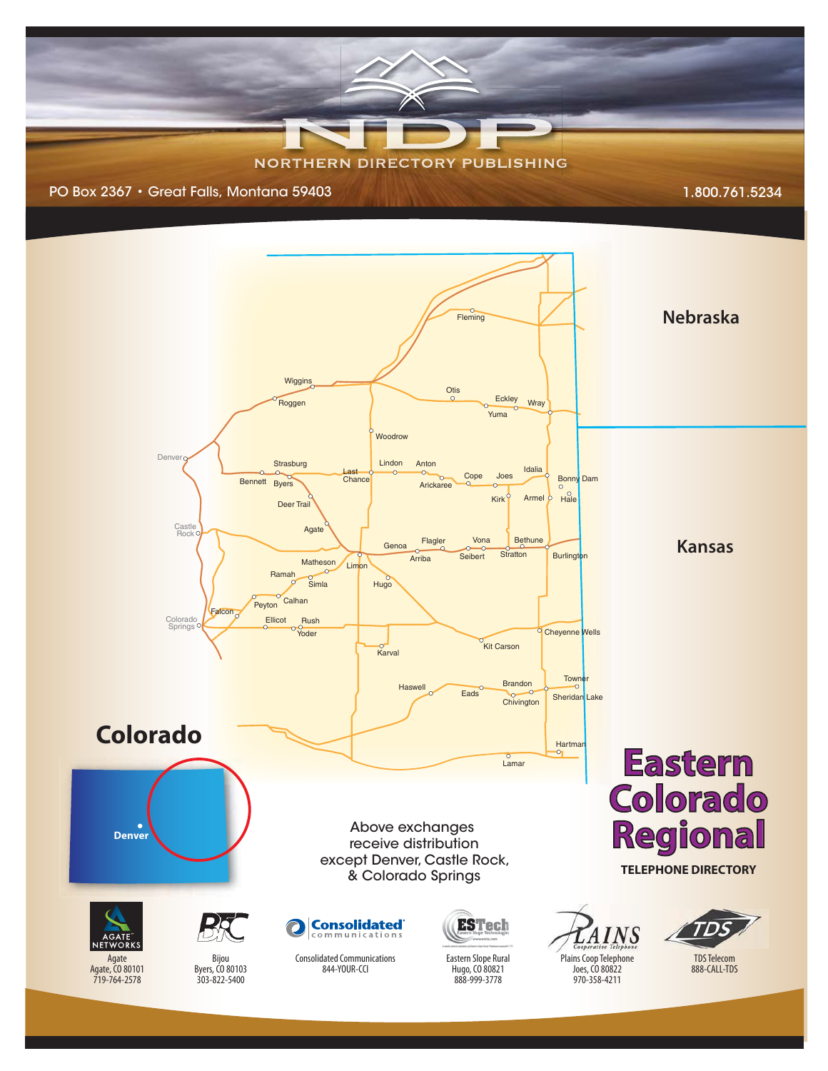NDP

NORTHERN DIRECTORY PUBLISHING

PO Box 2367 • Great Falls, Montana 59403

1.800.761.5234

Nebraska

Kansas

Colorado

Fleming

Wiggins

Roggen

Otis

Eckley

Wray

Yuma

Woodrow

Denver

Strasburg

Bennett

Byers

Last Chance

Lindon

Anton

Arickaree

Cope

Joes

Idalia

Bonny Dam

Kirk

Armel

Hale

Deer Trail

Castle Rock

Agate

Genoa

Flagler

Vona

Bethune

Arriba

Seibert

Stratton

Burlington

Matheson

Limon

Ramah

Simla

Hugo

Peyton

Calhan

Falcon

Colorado Springs

Ellicot

Rush

Yoder

Cheyenne Wells

Kit Carson

Karval

Haswell

Eads

Brandon

Chivington

Towner

Sheridan Lake

Hartman

Lamar

Denver

# Eastern Colorado Regional

**TELEPHONE DIRECTORY**

Above exchanges receive distribution except Denver, Castle Rock, & Colorado Springs

Agate
Agate, CO 80101
719-764-2578

Bijou
Byers, CO 80103
303-822-5400

Consolidated Communications
844-YOUR-CCI

Eastern Slope Rural
Hugo, CO 80821
888-999-3778

Plains Coop Telephone
Joes, CO 80822
970-358-4211

TDS Telecom
888-CALL-TDS